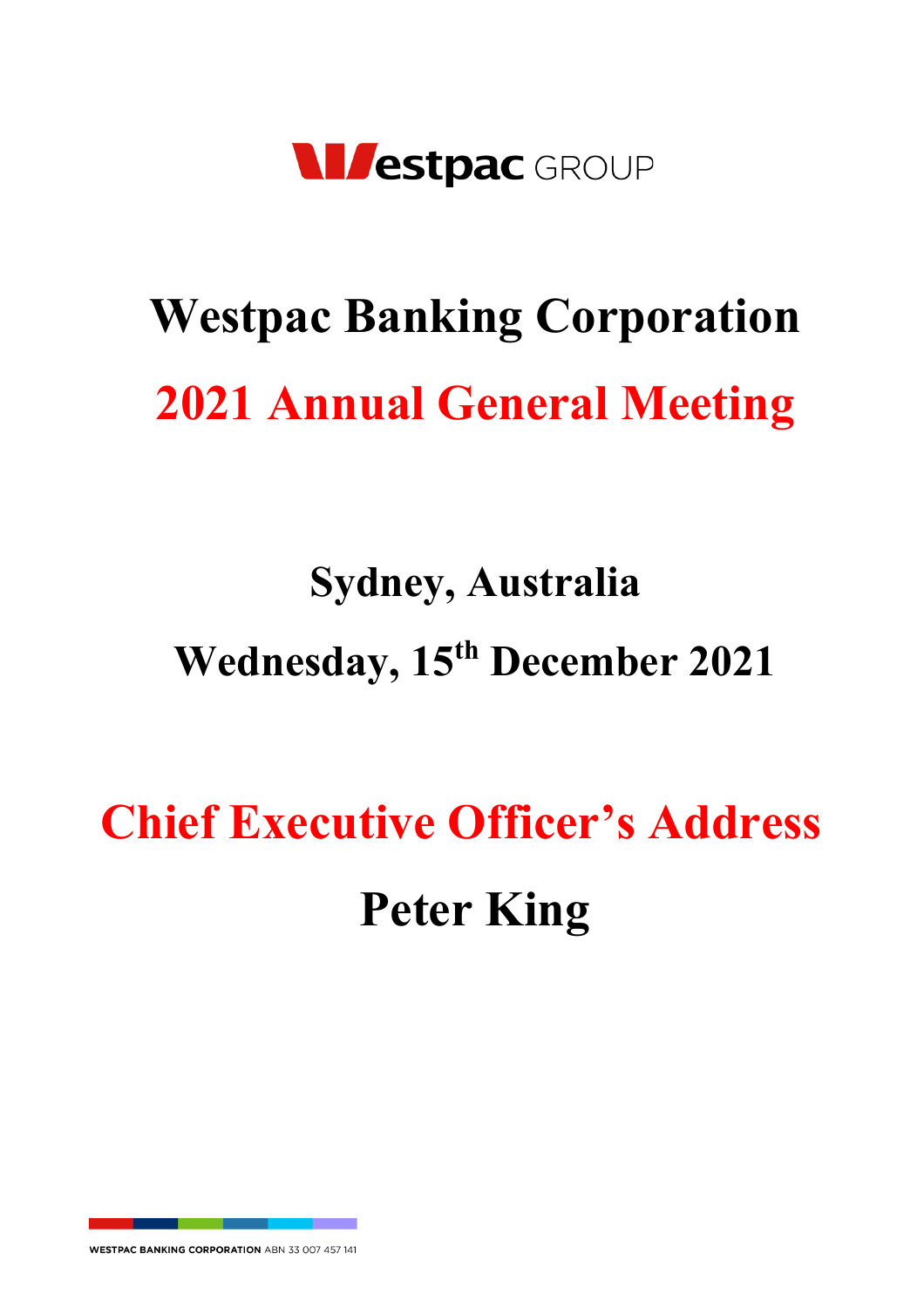Westpac GROUP

# Westpac Banking Corporation

# 2021 Annual General Meeting

## Sydney, Australia

## Wednesday, 15th December 2021

# Chief Executive Officer's Address

# Peter King

WESTPAC BANKING CORPORATION ABN 33 007 457 141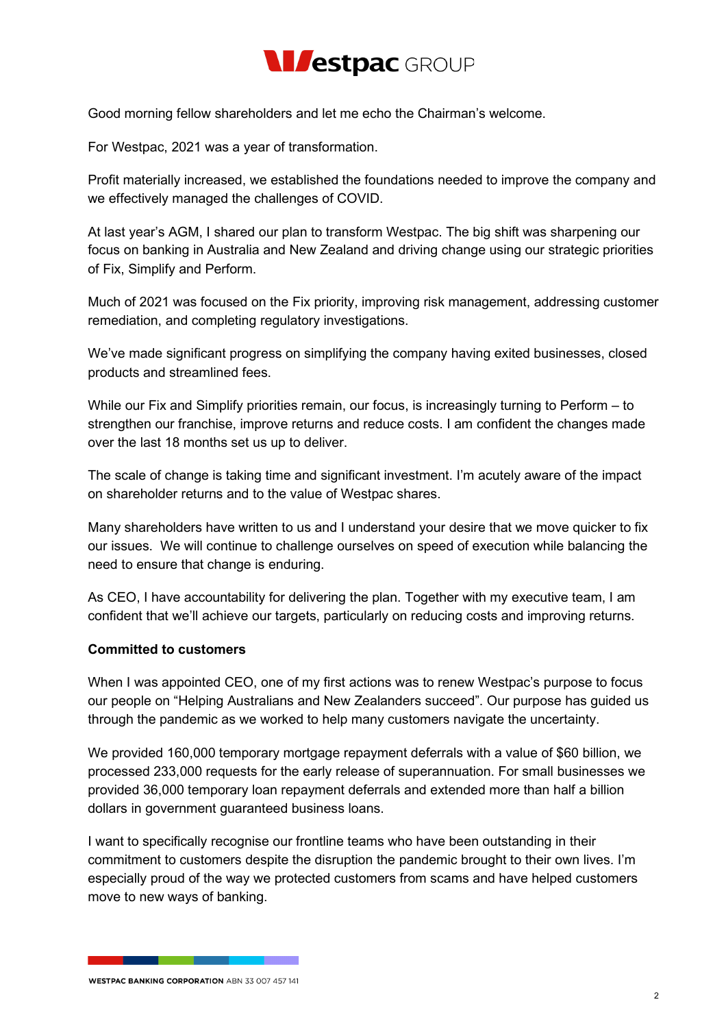Good morning fellow shareholders and let me echo the Chairman's welcome.

For Westpac, 2021 was a year of transformation.

Profit materially increased, we established the foundations needed to improve the company and we effectively managed the challenges of COVID.

At last year's AGM, I shared our plan to transform Westpac. The big shift was sharpening our focus on banking in Australia and New Zealand and driving change using our strategic priorities of Fix, Simplify and Perform.

Much of 2021 was focused on the Fix priority, improving risk management, addressing customer remediation, and completing regulatory investigations.

We've made significant progress on simplifying the company having exited businesses, closed products and streamlined fees.

While our Fix and Simplify priorities remain, our focus, is increasingly turning to Perform – to strengthen our franchise, improve returns and reduce costs. I am confident the changes made over the last 18 months set us up to deliver.

The scale of change is taking time and significant investment. I'm acutely aware of the impact on shareholder returns and to the value of Westpac shares.

Many shareholders have written to us and I understand your desire that we move quicker to fix our issues. We will continue to challenge ourselves on speed of execution while balancing the need to ensure that change is enduring.

As CEO, I have accountability for delivering the plan. Together with my executive team, I am confident that we'll achieve our targets, particularly on reducing costs and improving returns.

**Committed to customers**

When I was appointed CEO, one of my first actions was to renew Westpac's purpose to focus our people on "Helping Australians and New Zealanders succeed". Our purpose has guided us through the pandemic as we worked to help many customers navigate the uncertainty.

We provided 160,000 temporary mortgage repayment deferrals with a value of $60 billion, we processed 233,000 requests for the early release of superannuation. For small businesses we provided 36,000 temporary loan repayment deferrals and extended more than half a billion dollars in government guaranteed business loans.

I want to specifically recognise our frontline teams who have been outstanding in their commitment to customers despite the disruption the pandemic brought to their own lives. I'm especially proud of the way we protected customers from scams and have helped customers move to new ways of banking.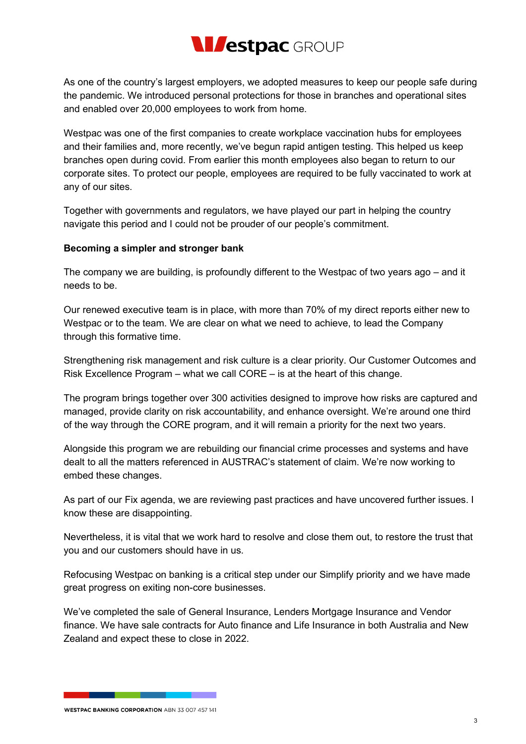As one of the country's largest employers, we adopted measures to keep our people safe during the pandemic. We introduced personal protections for those in branches and operational sites and enabled over 20,000 employees to work from home.

Westpac was one of the first companies to create workplace vaccination hubs for employees and their families and, more recently, we've begun rapid antigen testing. This helped us keep branches open during covid. From earlier this month employees also began to return to our corporate sites. To protect our people, employees are required to be fully vaccinated to work at any of our sites.

Together with governments and regulators, we have played our part in helping the country navigate this period and I could not be prouder of our people's commitment.

**Becoming a simpler and stronger bank**

The company we are building, is profoundly different to the Westpac of two years ago – and it needs to be.

Our renewed executive team is in place, with more than 70% of my direct reports either new to Westpac or to the team. We are clear on what we need to achieve, to lead the Company through this formative time.

Strengthening risk management and risk culture is a clear priority. Our Customer Outcomes and Risk Excellence Program – what we call CORE – is at the heart of this change.

The program brings together over 300 activities designed to improve how risks are captured and managed, provide clarity on risk accountability, and enhance oversight. We're around one third of the way through the CORE program, and it will remain a priority for the next two years.

Alongside this program we are rebuilding our financial crime processes and systems and have dealt to all the matters referenced in AUSTRAC's statement of claim. We're now working to embed these changes.

As part of our Fix agenda, we are reviewing past practices and have uncovered further issues. I know these are disappointing.

Nevertheless, it is vital that we work hard to resolve and close them out, to restore the trust that you and our customers should have in us.

Refocusing Westpac on banking is a critical step under our Simplify priority and we have made great progress on exiting non-core businesses.

We've completed the sale of General Insurance, Lenders Mortgage Insurance and Vendor finance. We have sale contracts for Auto finance and Life Insurance in both Australia and New Zealand and expect these to close in 2022.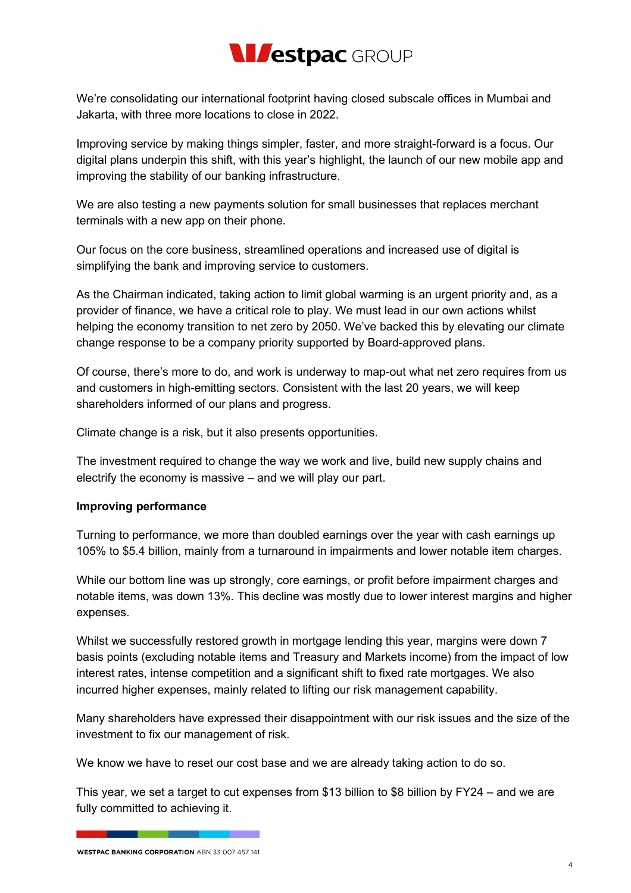We're consolidating our international footprint having closed subscale offices in Mumbai and Jakarta, with three more locations to close in 2022.

Improving service by making things simpler, faster, and more straight-forward is a focus. Our digital plans underpin this shift, with this year's highlight, the launch of our new mobile app and improving the stability of our banking infrastructure.

We are also testing a new payments solution for small businesses that replaces merchant terminals with a new app on their phone.

Our focus on the core business, streamlined operations and increased use of digital is simplifying the bank and improving service to customers.

As the Chairman indicated, taking action to limit global warming is an urgent priority and, as a provider of finance, we have a critical role to play. We must lead in our own actions whilst helping the economy transition to net zero by 2050. We've backed this by elevating our climate change response to be a company priority supported by Board-approved plans.

Of course, there's more to do, and work is underway to map-out what net zero requires from us and customers in high-emitting sectors. Consistent with the last 20 years, we will keep shareholders informed of our plans and progress.

Climate change is a risk, but it also presents opportunities.

The investment required to change the way we work and live, build new supply chains and electrify the economy is massive – and we will play our part.

**Improving performance**

Turning to performance, we more than doubled earnings over the year with cash earnings up 105% to $5.4 billion, mainly from a turnaround in impairments and lower notable item charges.

While our bottom line was up strongly, core earnings, or profit before impairment charges and notable items, was down 13%. This decline was mostly due to lower interest margins and higher expenses.

Whilst we successfully restored growth in mortgage lending this year, margins were down 7 basis points (excluding notable items and Treasury and Markets income) from the impact of low interest rates, intense competition and a significant shift to fixed rate mortgages. We also incurred higher expenses, mainly related to lifting our risk management capability.

Many shareholders have expressed their disappointment with our risk issues and the size of the investment to fix our management of risk.

We know we have to reset our cost base and we are already taking action to do so.

This year, we set a target to cut expenses from $13 billion to $8 billion by FY24 – and we are fully committed to achieving it.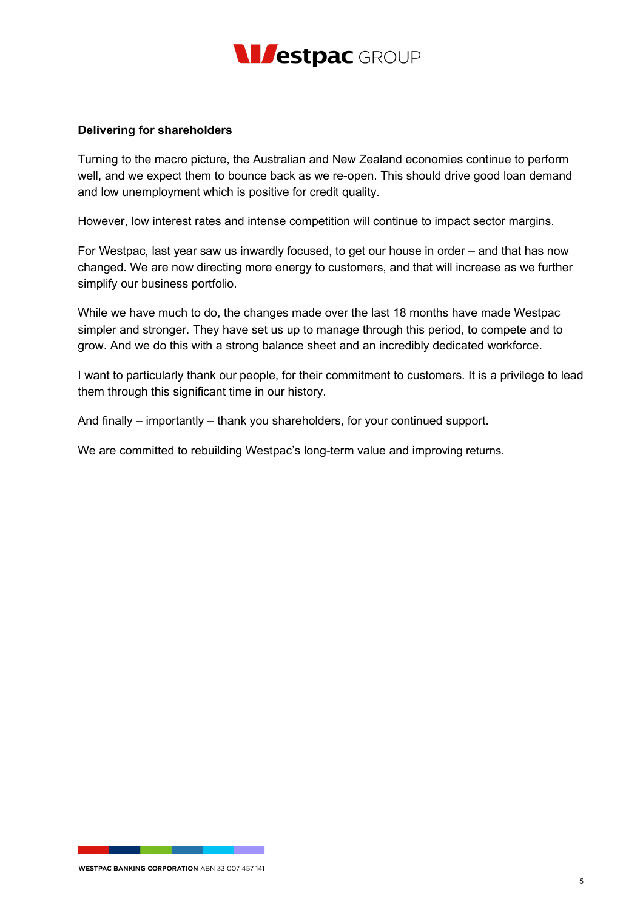**Delivering for shareholders**

Turning to the macro picture, the Australian and New Zealand economies continue to perform well, and we expect them to bounce back as we re-open. This should drive good loan demand and low unemployment which is positive for credit quality.

However, low interest rates and intense competition will continue to impact sector margins.

For Westpac, last year saw us inwardly focused, to get our house in order – and that has now changed. We are now directing more energy to customers, and that will increase as we further simplify our business portfolio.

While we have much to do, the changes made over the last 18 months have made Westpac simpler and stronger. They have set us up to manage through this period, to compete and to grow. And we do this with a strong balance sheet and an incredibly dedicated workforce.

I want to particularly thank our people, for their commitment to customers. It is a privilege to lead them through this significant time in our history.

And finally – importantly – thank you shareholders, for your continued support.

We are committed to rebuilding Westpac's long-term value and improving returns.